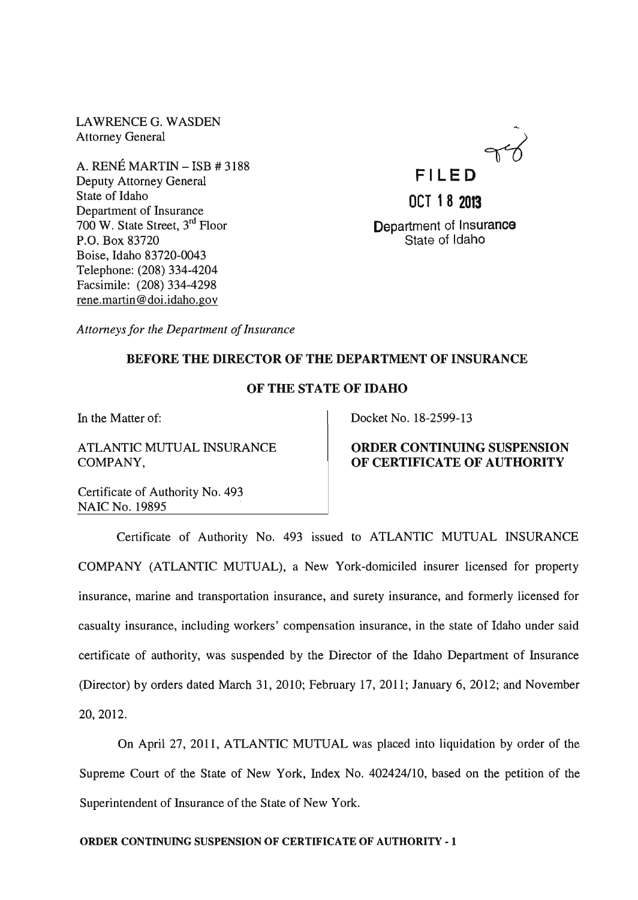LAWRENCE G. WASDEN
Attorney General

A. RENÉ MARTIN – ISB # 3188
Deputy Attorney General
State of Idaho
Department of Insurance
700 W. State Street, 3rd Floor
P.O. Box 83720
Boise, Idaho 83720-0043
Telephone: (208) 334-4204
Facsimile: (208) 334-4298
rene.martin@doi.idaho.gov

FILED

OCT 18 2013

Department of Insurance
State of Idaho

*Attorneys for the Department of Insurance*

**BEFORE THE DIRECTOR OF THE DEPARTMENT OF INSURANCE**

**OF THE STATE OF IDAHO**

In the Matter of:

ATLANTIC MUTUAL INSURANCE COMPANY,

Certificate of Authority No. 493
NAIC No. 19895

Docket No. 18-2599-13

**ORDER CONTINUING SUSPENSION OF CERTIFICATE OF AUTHORITY**

Certificate of Authority No. 493 issued to ATLANTIC MUTUAL INSURANCE COMPANY (ATLANTIC MUTUAL), a New York-domiciled insurer licensed for property insurance, marine and transportation insurance, and surety insurance, and formerly licensed for casualty insurance, including workers' compensation insurance, in the state of Idaho under said certificate of authority, was suspended by the Director of the Idaho Department of Insurance (Director) by orders dated March 31, 2010; February 17, 2011; January 6, 2012; and November 20, 2012.

On April 27, 2011, ATLANTIC MUTUAL was placed into liquidation by order of the Supreme Court of the State of New York, Index No. 402424/10, based on the petition of the Superintendent of Insurance of the State of New York.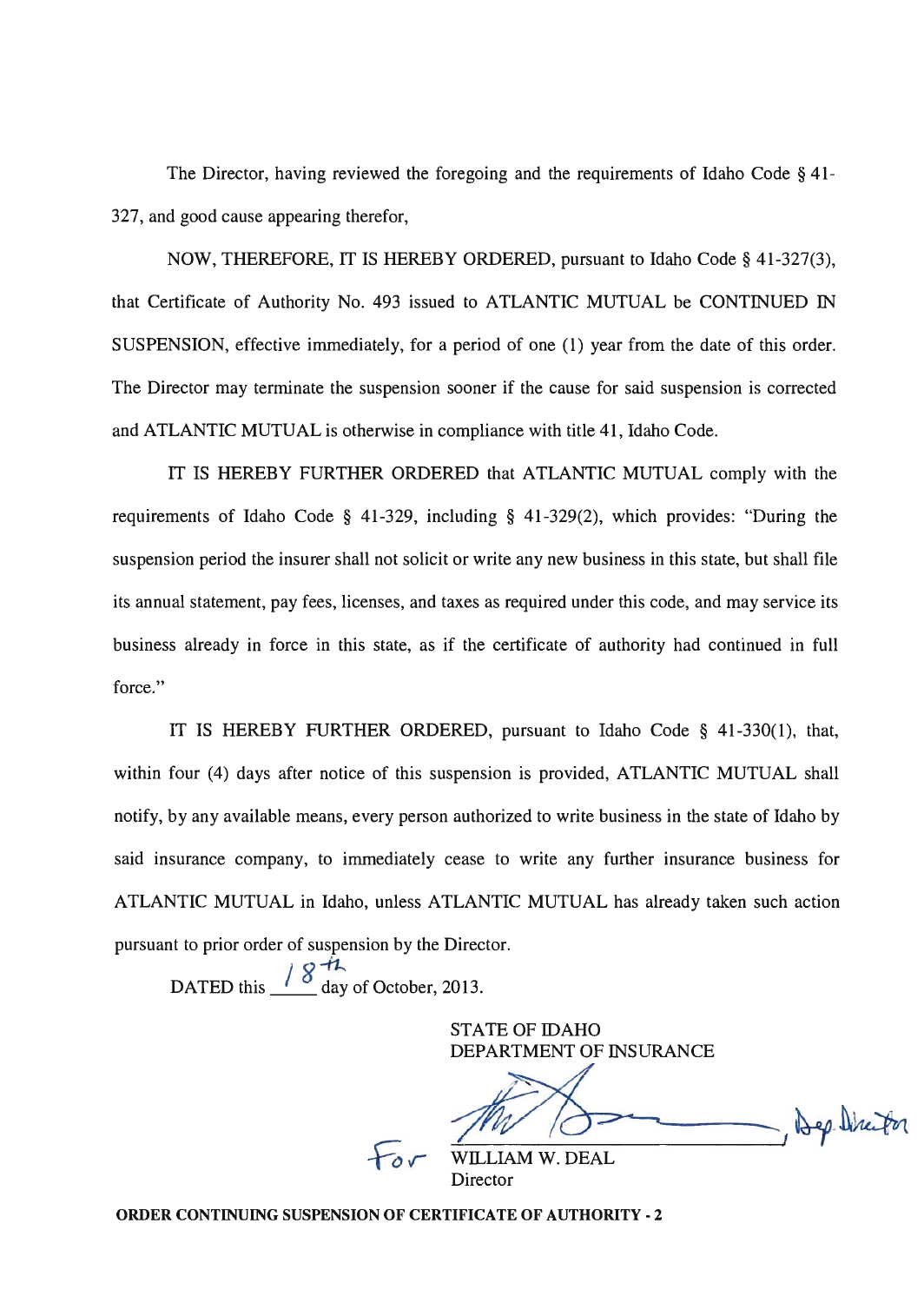The Director, having reviewed the foregoing and the requirements of Idaho Code § 41-327, and good cause appearing therefor,

NOW, THEREFORE, IT IS HEREBY ORDERED, pursuant to Idaho Code § 41-327(3), that Certificate of Authority No. 493 issued to ATLANTIC MUTUAL be CONTINUED IN SUSPENSION, effective immediately, for a period of one (1) year from the date of this order. The Director may terminate the suspension sooner if the cause for said suspension is corrected and ATLANTIC MUTUAL is otherwise in compliance with title 41, Idaho Code.

IT IS HEREBY FURTHER ORDERED that ATLANTIC MUTUAL comply with the requirements of Idaho Code § 41-329, including § 41-329(2), which provides: "During the suspension period the insurer shall not solicit or write any new business in this state, but shall file its annual statement, pay fees, licenses, and taxes as required under this code, and may service its business already in force in this state, as if the certificate of authority had continued in full force."

IT IS HEREBY FURTHER ORDERED, pursuant to Idaho Code § 41-330(1), that, within four (4) days after notice of this suspension is provided, ATLANTIC MUTUAL shall notify, by any available means, every person authorized to write business in the state of Idaho by said insurance company, to immediately cease to write any further insurance business for ATLANTIC MUTUAL in Idaho, unless ATLANTIC MUTUAL has already taken such action pursuant to prior order of suspension by the Director.

DATED this 18th day of October, 2013.

STATE OF IDAHO
DEPARTMENT OF INSURANCE

[signature], Dep. Director

For WILLIAM W. DEAL
Director

**ORDER CONTINUING SUSPENSION OF CERTIFICATE OF AUTHORITY - 2**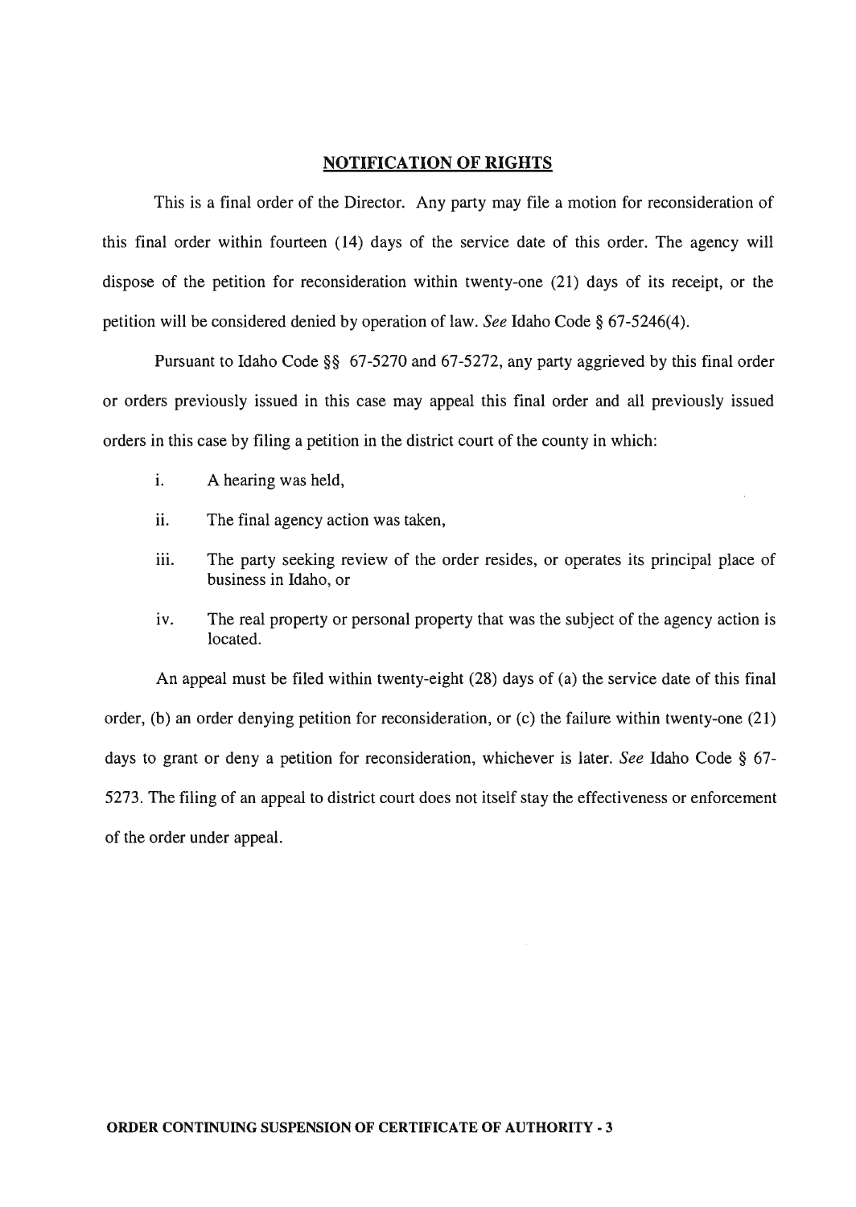## NOTIFICATION OF RIGHTS

This is a final order of the Director. Any party may file a motion for reconsideration of this final order within fourteen (14) days of the service date of this order. The agency will dispose of the petition for reconsideration within twenty-one (21) days of its receipt, or the petition will be considered denied by operation of law. *See* Idaho Code § 67-5246(4).

Pursuant to Idaho Code §§ 67-5270 and 67-5272, any party aggrieved by this final order or orders previously issued in this case may appeal this final order and all previously issued orders in this case by filing a petition in the district court of the county in which:

i. A hearing was held,

ii. The final agency action was taken,

iii. The party seeking review of the order resides, or operates its principal place of business in Idaho, or

iv. The real property or personal property that was the subject of the agency action is located.

An appeal must be filed within twenty-eight (28) days of (a) the service date of this final order, (b) an order denying petition for reconsideration, or (c) the failure within twenty-one (21) days to grant or deny a petition for reconsideration, whichever is later. *See* Idaho Code § 67-5273. The filing of an appeal to district court does not itself stay the effectiveness or enforcement of the order under appeal.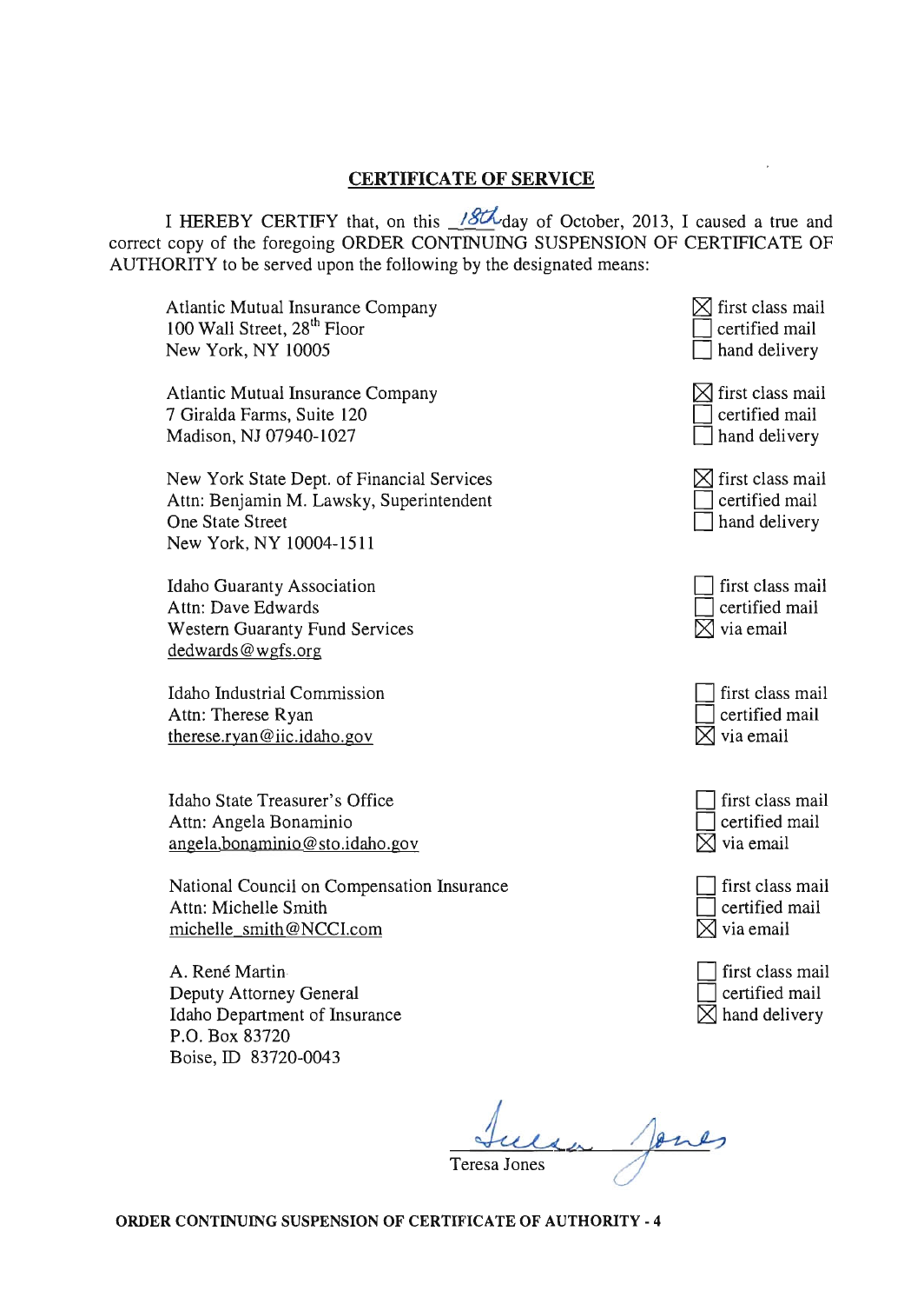## CERTIFICATE OF SERVICE

I HEREBY CERTIFY that, on this 18th day of October, 2013, I caused a true and correct copy of the foregoing ORDER CONTINUING SUSPENSION OF CERTIFICATE OF AUTHORITY to be served upon the following by the designated means:

| | |
|---|---|
| Atlantic Mutual Insurance Company<br>100 Wall Street, 28th Floor<br>New York, NY 10005 | ☒ first class mail<br>☐ certified mail<br>☐ hand delivery |
| Atlantic Mutual Insurance Company<br>7 Giralda Farms, Suite 120<br>Madison, NJ 07940-1027 | ☒ first class mail<br>☐ certified mail<br>☐ hand delivery |
| New York State Dept. of Financial Services<br>Attn: Benjamin M. Lawsky, Superintendent<br>One State Street<br>New York, NY 10004-1511 | ☒ first class mail<br>☐ certified mail<br>☐ hand delivery |
| Idaho Guaranty Association<br>Attn: Dave Edwards<br>Western Guaranty Fund Services<br>dedwards@wgfs.org | ☐ first class mail<br>☐ certified mail<br>☒ via email |
| Idaho Industrial Commission<br>Attn: Therese Ryan<br>therese.ryan@iic.idaho.gov | ☐ first class mail<br>☐ certified mail<br>☒ via email |
| Idaho State Treasurer's Office<br>Attn: Angela Bonaminio<br>angela.bonaminio@sto.idaho.gov | ☐ first class mail<br>☐ certified mail<br>☒ via email |
| National Council on Compensation Insurance<br>Attn: Michelle Smith<br>michelle_smith@NCCI.com | ☐ first class mail<br>☐ certified mail<br>☒ via email |
| A. René Martin<br>Deputy Attorney General<br>Idaho Department of Insurance<br>P.O. Box 83720<br>Boise, ID 83720-0043 | ☐ first class mail<br>☐ certified mail<br>☒ hand delivery |

Teresa Jones

ORDER CONTINUING SUSPENSION OF CERTIFICATE OF AUTHORITY - 4